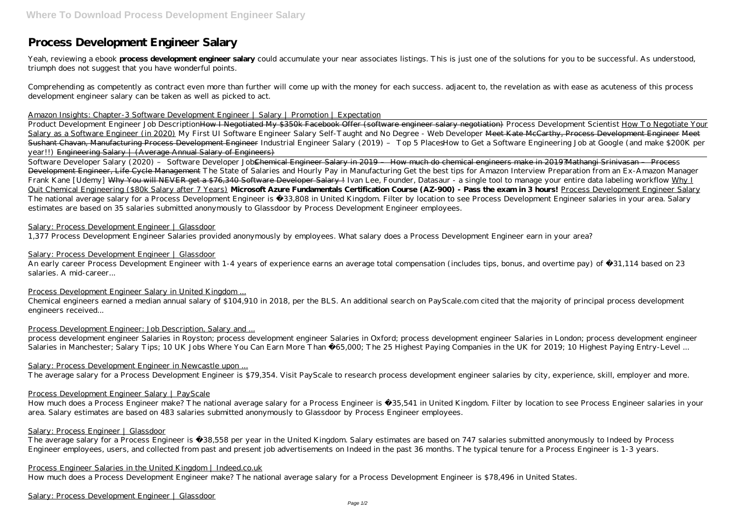# Process Development Engineer Salary

Yeah, reviewing a ebook **process development engineer salary** could accumulate your near associates listings. This is just one of the solutions for you to be successful. As understood, triumph does not suggest that you have wonderful points.

Comprehending as competently as contract even more than further will come up with the money for each success. adjacent to, the revelation as with ease as acuteness of this process development engineer salary can be taken as well as picked to act.

Amazon Insights: Chapter-3 Software Development Engineer | Salary | Promotion | Expectation

Product Development Engineer Job Description ~~How I Negotiated My $350k Facebook Offer (software engineer salary negotiation)~~ *Process Development Scientist* How To Negotiate Your Salary as a Software Engineer (in 2020) *My First UI Software Engineer Salary Self-Taught and No Degree - Web Developer* ~~Meet Kate McCarthy, Process Development Engineer~~ ~~Meet Sushant Chavan, Manufacturing Process Development Engineer~~ *Industrial Engineer Salary (2019) – Top 5 Places* *How to Get a Software Engineering Job at Google (and make $200K per year!!)* ~~Engineering Salary | (Average Annual Salary of Engineers)~~

*Software Developer Salary (2020) – Software Developer Jobs* ~~Chemical Engineer Salary in 2019 – How much do chemical engineers make in 2019?~~ ~~Mathangi Srinivasan – Process Development Engineer, Life Cycle Management~~ *The State of Salaries and Hourly Pay in Manufacturing* *Get the best tips for Amazon Interview Preparation from an Ex-Amazon Manager Frank Kane [Udemy]* ~~Why You will NEVER get a $76,340 Software Developer Salary !~~ *Ivan Lee, Founder, Datasaur - a single tool to manage your entire data labeling workflow* Why I Quit Chemical Engineering ($80k Salary after 7 Years) **Microsoft Azure Fundamentals Certification Course (AZ-900) - Pass the exam in 3 hours!** Process Development Engineer Salary

The national average salary for a Process Development Engineer is £33,808 in United Kingdom. Filter by location to see Process Development Engineer salaries in your area. Salary estimates are based on 35 salaries submitted anonymously to Glassdoor by Process Development Engineer employees.

Salary: Process Development Engineer | Glassdoor

1,377 Process Development Engineer Salaries provided anonymously by employees. What salary does a Process Development Engineer earn in your area?

Salary: Process Development Engineer | Glassdoor

An early career Process Development Engineer with 1-4 years of experience earns an average total compensation (includes tips, bonus, and overtime pay) of £31,114 based on 23 salaries. A mid-career...

Process Development Engineer Salary in United Kingdom ...

Chemical engineers earned a median annual salary of $104,910 in 2018, per the BLS. An additional search on PayScale.com cited that the majority of principal process development engineers received...

Process Development Engineer: Job Description, Salary and ...

process development engineer Salaries in Royston; process development engineer Salaries in Oxford; process development engineer Salaries in London; process development engineer Salaries in Manchester; Salary Tips; 10 UK Jobs Where You Can Earn More Than £65,000; The 25 Highest Paying Companies in the UK for 2019; 10 Highest Paying Entry-Level ...

Salary: Process Development Engineer in Newcastle upon ...

The average salary for a Process Development Engineer is $79,354. Visit PayScale to research process development engineer salaries by city, experience, skill, employer and more.

Process Development Engineer Salary | PayScale

How much does a Process Engineer make? The national average salary for a Process Engineer is £35,541 in United Kingdom. Filter by location to see Process Engineer salaries in your area. Salary estimates are based on 483 salaries submitted anonymously to Glassdoor by Process Engineer employees.

Salary: Process Engineer | Glassdoor

The average salary for a Process Engineer is £38,558 per year in the United Kingdom. Salary estimates are based on 747 salaries submitted anonymously to Indeed by Process Engineer employees, users, and collected from past and present job advertisements on Indeed in the past 36 months. The typical tenure for a Process Engineer is 1-3 years.

Process Engineer Salaries in the United Kingdom | Indeed.co.uk

How much does a Process Development Engineer make? The national average salary for a Process Development Engineer is $78,496 in United States.

Salary: Process Development Engineer | Glassdoor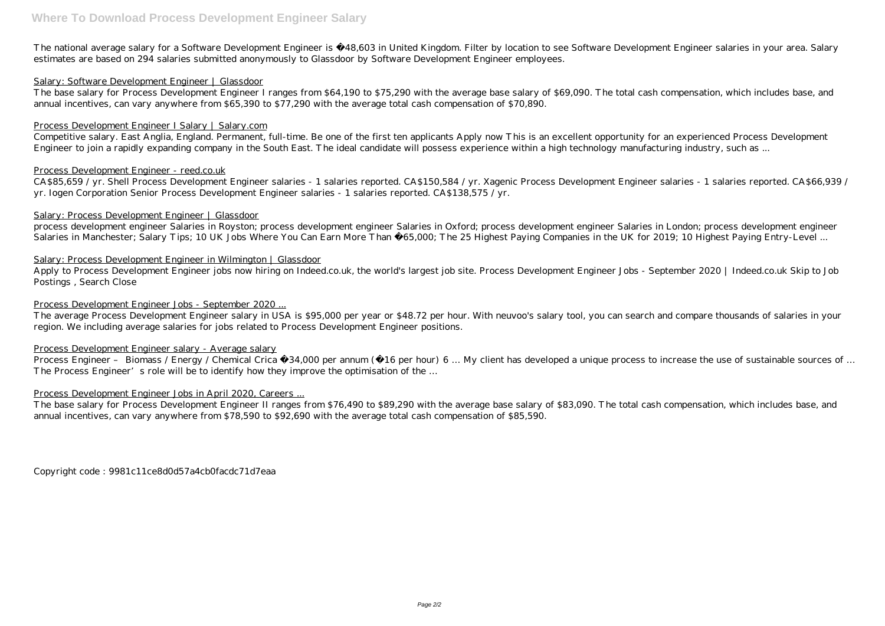The national average salary for a Software Development Engineer is £48,603 in United Kingdom. Filter by location to see Software Development Engineer salaries in your area. Salary estimates are based on 294 salaries submitted anonymously to Glassdoor by Software Development Engineer employees.

Salary: Software Development Engineer | Glassdoor

The base salary for Process Development Engineer I ranges from $64,190 to $75,290 with the average base salary of $69,090. The total cash compensation, which includes base, and annual incentives, can vary anywhere from $65,390 to $77,290 with the average total cash compensation of $70,890.

Process Development Engineer I Salary | Salary.com

Competitive salary. East Anglia, England. Permanent, full-time. Be one of the first ten applicants Apply now This is an excellent opportunity for an experienced Process Development Engineer to join a rapidly expanding company in the South East. The ideal candidate will possess experience within a high technology manufacturing industry, such as ...

Process Development Engineer - reed.co.uk

CA$85,659 / yr. Shell Process Development Engineer salaries - 1 salaries reported. CA$150,584 / yr. Xagenic Process Development Engineer salaries - 1 salaries reported. CA$66,939 / yr. Iogen Corporation Senior Process Development Engineer salaries - 1 salaries reported. CA$138,575 / yr.

Salary: Process Development Engineer | Glassdoor

process development engineer Salaries in Royston; process development engineer Salaries in Oxford; process development engineer Salaries in London; process development engineer Salaries in Manchester; Salary Tips; 10 UK Jobs Where You Can Earn More Than £65,000; The 25 Highest Paying Companies in the UK for 2019; 10 Highest Paying Entry-Level ...

Salary: Process Development Engineer in Wilmington | Glassdoor

Apply to Process Development Engineer jobs now hiring on Indeed.co.uk, the world's largest job site. Process Development Engineer Jobs - September 2020 | Indeed.co.uk Skip to Job Postings , Search Close

Process Development Engineer Jobs - September 2020 ...

The average Process Development Engineer salary in USA is $95,000 per year or $48.72 per hour. With neuvoo's salary tool, you can search and compare thousands of salaries in your region. We including average salaries for jobs related to Process Development Engineer positions.

Process Development Engineer salary - Average salary

Process Engineer – Biomass / Energy / Chemical Crica £34,000 per annum (£16 per hour) 6 … My client has developed a unique process to increase the use of sustainable sources of … The Process Engineer's role will be to identify how they improve the optimisation of the …

Process Development Engineer Jobs in April 2020, Careers ...

The base salary for Process Development Engineer II ranges from $76,490 to $89,290 with the average base salary of $83,090. The total cash compensation, which includes base, and annual incentives, can vary anywhere from $78,590 to $92,690 with the average total cash compensation of $85,590.

Copyright code : 9981c11ce8d0d57a4cb0facdc71d7eaa